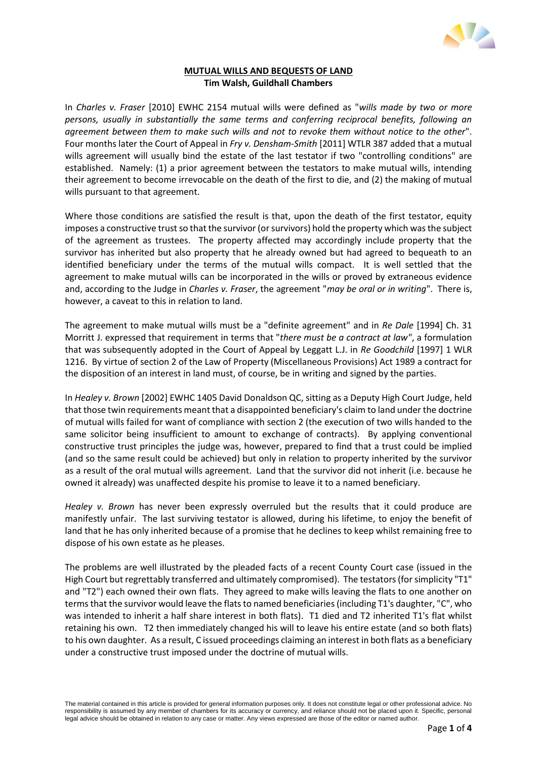**MUTUAL WILLS AND BEQUESTS OF LAND**
**Tim Walsh, Guildhall Chambers**

In *Charles v. Fraser* [2010] EWHC 2154 mutual wills were defined as "*wills made by two or more persons, usually in substantially the same terms and conferring reciprocal benefits, following an agreement between them to make such wills and not to revoke them without notice to the other*". Four months later the Court of Appeal in *Fry v. Densham-Smith* [2011] WTLR 387 added that a mutual wills agreement will usually bind the estate of the last testator if two "controlling conditions" are established. Namely: (1) a prior agreement between the testators to make mutual wills, intending their agreement to become irrevocable on the death of the first to die, and (2) the making of mutual wills pursuant to that agreement.

Where those conditions are satisfied the result is that, upon the death of the first testator, equity imposes a constructive trust so that the survivor (or survivors) hold the property which was the subject of the agreement as trustees. The property affected may accordingly include property that the survivor has inherited but also property that he already owned but had agreed to bequeath to an identified beneficiary under the terms of the mutual wills compact. It is well settled that the agreement to make mutual wills can be incorporated in the wills or proved by extraneous evidence and, according to the Judge in *Charles v. Fraser*, the agreement "*may be oral or in writing*". There is, however, a caveat to this in relation to land.

The agreement to make mutual wills must be a "definite agreement" and in *Re Dale* [1994] Ch. 31 Morritt J. expressed that requirement in terms that "*there must be a contract at law*", a formulation that was subsequently adopted in the Court of Appeal by Leggatt L.J. in *Re Goodchild* [1997] 1 WLR 1216. By virtue of section 2 of the Law of Property (Miscellaneous Provisions) Act 1989 a contract for the disposition of an interest in land must, of course, be in writing and signed by the parties.

In *Healey v. Brown* [2002] EWHC 1405 David Donaldson QC, sitting as a Deputy High Court Judge, held that those twin requirements meant that a disappointed beneficiary's claim to land under the doctrine of mutual wills failed for want of compliance with section 2 (the execution of two wills handed to the same solicitor being insufficient to amount to exchange of contracts). By applying conventional constructive trust principles the judge was, however, prepared to find that a trust could be implied (and so the same result could be achieved) but only in relation to property inherited by the survivor as a result of the oral mutual wills agreement. Land that the survivor did not inherit (i.e. because he owned it already) was unaffected despite his promise to leave it to a named beneficiary.

*Healey v. Brown* has never been expressly overruled but the results that it could produce are manifestly unfair. The last surviving testator is allowed, during his lifetime, to enjoy the benefit of land that he has only inherited because of a promise that he declines to keep whilst remaining free to dispose of his own estate as he pleases.

The problems are well illustrated by the pleaded facts of a recent County Court case (issued in the High Court but regrettably transferred and ultimately compromised). The testators (for simplicity "T1" and "T2") each owned their own flats. They agreed to make wills leaving the flats to one another on terms that the survivor would leave the flats to named beneficiaries (including T1's daughter, "C", who was intended to inherit a half share interest in both flats). T1 died and T2 inherited T1's flat whilst retaining his own. T2 then immediately changed his will to leave his entire estate (and so both flats) to his own daughter. As a result, C issued proceedings claiming an interest in both flats as a beneficiary under a constructive trust imposed under the doctrine of mutual wills.

The material contained in this article is provided for general information purposes only. It does not constitute legal or other professional advice. No responsibility is assumed by any member of chambers for its accuracy or currency, and reliance should not be placed upon it. Specific, personal legal advice should be obtained in relation to any case or matter. Any views expressed are those of the editor or named author.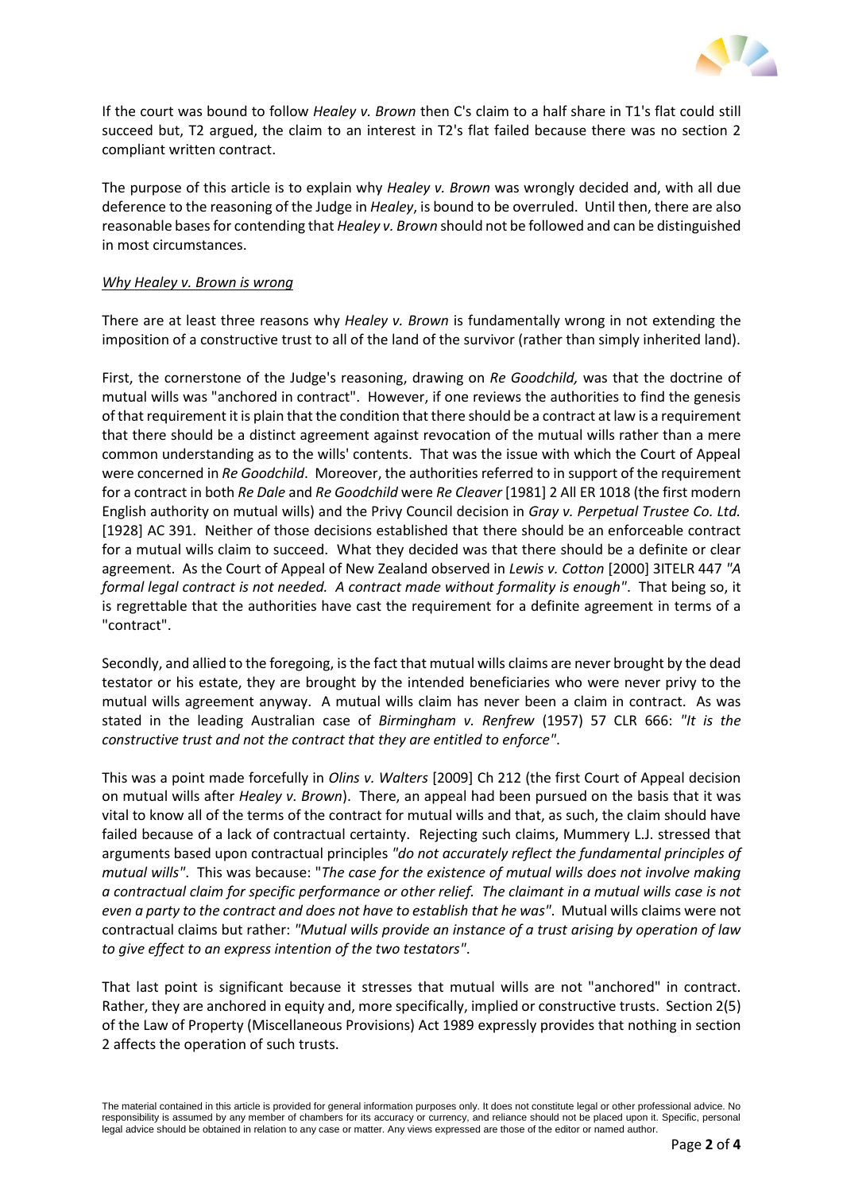If the court was bound to follow *Healey v. Brown* then C's claim to a half share in T1's flat could still succeed but, T2 argued, the claim to an interest in T2's flat failed because there was no section 2 compliant written contract.

The purpose of this article is to explain why *Healey v. Brown* was wrongly decided and, with all due deference to the reasoning of the Judge in *Healey*, is bound to be overruled. Until then, there are also reasonable bases for contending that *Healey v. Brown* should not be followed and can be distinguished in most circumstances.

<u>*Why Healey v. Brown is wrong*</u>

There are at least three reasons why *Healey v. Brown* is fundamentally wrong in not extending the imposition of a constructive trust to all of the land of the survivor (rather than simply inherited land).

First, the cornerstone of the Judge's reasoning, drawing on *Re Goodchild,* was that the doctrine of mutual wills was "anchored in contract". However, if one reviews the authorities to find the genesis of that requirement it is plain that the condition that there should be a contract at law is a requirement that there should be a distinct agreement against revocation of the mutual wills rather than a mere common understanding as to the wills' contents. That was the issue with which the Court of Appeal were concerned in *Re Goodchild*. Moreover, the authorities referred to in support of the requirement for a contract in both *Re Dale* and *Re Goodchild* were *Re Cleaver* [1981] 2 All ER 1018 (the first modern English authority on mutual wills) and the Privy Council decision in *Gray v. Perpetual Trustee Co. Ltd.* [1928] AC 391. Neither of those decisions established that there should be an enforceable contract for a mutual wills claim to succeed. What they decided was that there should be a definite or clear agreement. As the Court of Appeal of New Zealand observed in *Lewis v. Cotton* [2000] 3ITELR 447 *"A formal legal contract is not needed. A contract made without formality is enough"*. That being so, it is regrettable that the authorities have cast the requirement for a definite agreement in terms of a "contract".

Secondly, and allied to the foregoing, is the fact that mutual wills claims are never brought by the dead testator or his estate, they are brought by the intended beneficiaries who were never privy to the mutual wills agreement anyway. A mutual wills claim has never been a claim in contract. As was stated in the leading Australian case of *Birmingham v. Renfrew* (1957) 57 CLR 666: *"It is the constructive trust and not the contract that they are entitled to enforce"*.

This was a point made forcefully in *Olins v. Walters* [2009] Ch 212 (the first Court of Appeal decision on mutual wills after *Healey v. Brown*). There, an appeal had been pursued on the basis that it was vital to know all of the terms of the contract for mutual wills and that, as such, the claim should have failed because of a lack of contractual certainty. Rejecting such claims, Mummery L.J. stressed that arguments based upon contractual principles *"do not accurately reflect the fundamental principles of mutual wills"*. This was because: "*The case for the existence of mutual wills does not involve making a contractual claim for specific performance or other relief. The claimant in a mutual wills case is not even a party to the contract and does not have to establish that he was"*. Mutual wills claims were not contractual claims but rather: *"Mutual wills provide an instance of a trust arising by operation of law to give effect to an express intention of the two testators"*.

That last point is significant because it stresses that mutual wills are not "anchored" in contract. Rather, they are anchored in equity and, more specifically, implied or constructive trusts. Section 2(5) of the Law of Property (Miscellaneous Provisions) Act 1989 expressly provides that nothing in section 2 affects the operation of such trusts.

The material contained in this article is provided for general information purposes only. It does not constitute legal or other professional advice. No responsibility is assumed by any member of chambers for its accuracy or currency, and reliance should not be placed upon it. Specific, personal legal advice should be obtained in relation to any case or matter. Any views expressed are those of the editor or named author.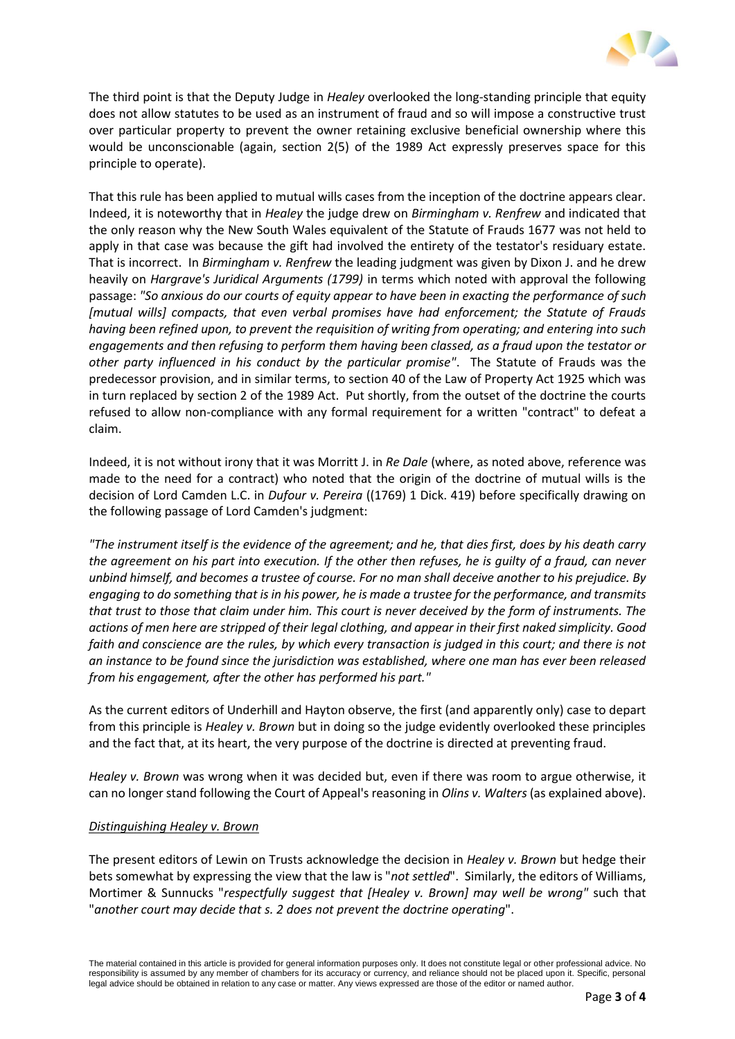The third point is that the Deputy Judge in *Healey* overlooked the long-standing principle that equity does not allow statutes to be used as an instrument of fraud and so will impose a constructive trust over particular property to prevent the owner retaining exclusive beneficial ownership where this would be unconscionable (again, section 2(5) of the 1989 Act expressly preserves space for this principle to operate).

That this rule has been applied to mutual wills cases from the inception of the doctrine appears clear. Indeed, it is noteworthy that in *Healey* the judge drew on *Birmingham v. Renfrew* and indicated that the only reason why the New South Wales equivalent of the Statute of Frauds 1677 was not held to apply in that case was because the gift had involved the entirety of the testator's residuary estate. That is incorrect. In *Birmingham v. Renfrew* the leading judgment was given by Dixon J. and he drew heavily on *Hargrave's Juridical Arguments (1799)* in terms which noted with approval the following passage: *"So anxious do our courts of equity appear to have been in exacting the performance of such [mutual wills] compacts, that even verbal promises have had enforcement; the Statute of Frauds having been refined upon, to prevent the requisition of writing from operating; and entering into such engagements and then refusing to perform them having been classed, as a fraud upon the testator or other party influenced in his conduct by the particular promise"*. The Statute of Frauds was the predecessor provision, and in similar terms, to section 40 of the Law of Property Act 1925 which was in turn replaced by section 2 of the 1989 Act. Put shortly, from the outset of the doctrine the courts refused to allow non-compliance with any formal requirement for a written "contract" to defeat a claim.

Indeed, it is not without irony that it was Morritt J. in *Re Dale* (where, as noted above, reference was made to the need for a contract) who noted that the origin of the doctrine of mutual wills is the decision of Lord Camden L.C. in *Dufour v. Pereira* ((1769) 1 Dick. 419) before specifically drawing on the following passage of Lord Camden's judgment:

*"The instrument itself is the evidence of the agreement; and he, that dies first, does by his death carry the agreement on his part into execution. If the other then refuses, he is guilty of a fraud, can never unbind himself, and becomes a trustee of course. For no man shall deceive another to his prejudice. By engaging to do something that is in his power, he is made a trustee for the performance, and transmits that trust to those that claim under him. This court is never deceived by the form of instruments. The actions of men here are stripped of their legal clothing, and appear in their first naked simplicity. Good faith and conscience are the rules, by which every transaction is judged in this court; and there is not an instance to be found since the jurisdiction was established, where one man has ever been released from his engagement, after the other has performed his part."*

As the current editors of Underhill and Hayton observe, the first (and apparently only) case to depart from this principle is *Healey v. Brown* but in doing so the judge evidently overlooked these principles and the fact that, at its heart, the very purpose of the doctrine is directed at preventing fraud.

*Healey v. Brown* was wrong when it was decided but, even if there was room to argue otherwise, it can no longer stand following the Court of Appeal's reasoning in *Olins v. Walters* (as explained above).

## *Distinguishing Healey v. Brown*

The present editors of Lewin on Trusts acknowledge the decision in *Healey v. Brown* but hedge their bets somewhat by expressing the view that the law is "*not settled*". Similarly, the editors of Williams, Mortimer & Sunnucks "*respectfully suggest that [Healey v. Brown] may well be wrong"* such that "*another court may decide that s. 2 does not prevent the doctrine operating*".

The material contained in this article is provided for general information purposes only. It does not constitute legal or other professional advice. No responsibility is assumed by any member of chambers for its accuracy or currency, and reliance should not be placed upon it. Specific, personal legal advice should be obtained in relation to any case or matter. Any views expressed are those of the editor or named author.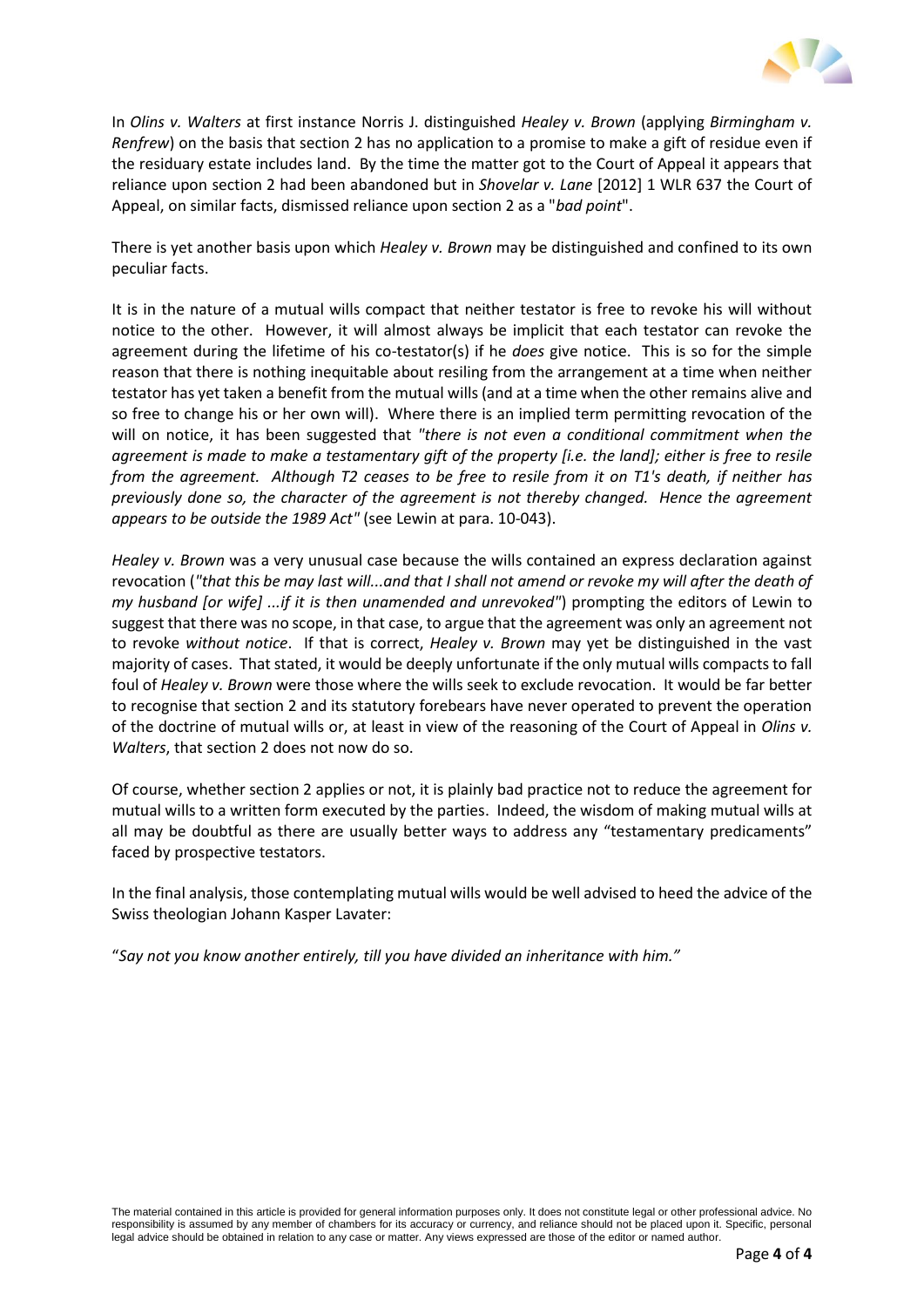In *Olins v. Walters* at first instance Norris J. distinguished *Healey v. Brown* (applying *Birmingham v. Renfrew*) on the basis that section 2 has no application to a promise to make a gift of residue even if the residuary estate includes land. By the time the matter got to the Court of Appeal it appears that reliance upon section 2 had been abandoned but in *Shovelar v. Lane* [2012] 1 WLR 637 the Court of Appeal, on similar facts, dismissed reliance upon section 2 as a "*bad point*".

There is yet another basis upon which *Healey v. Brown* may be distinguished and confined to its own peculiar facts.

It is in the nature of a mutual wills compact that neither testator is free to revoke his will without notice to the other. However, it will almost always be implicit that each testator can revoke the agreement during the lifetime of his co-testator(s) if he *does* give notice. This is so for the simple reason that there is nothing inequitable about resiling from the arrangement at a time when neither testator has yet taken a benefit from the mutual wills (and at a time when the other remains alive and so free to change his or her own will). Where there is an implied term permitting revocation of the will on notice, it has been suggested that *"there is not even a conditional commitment when the agreement is made to make a testamentary gift of the property [i.e. the land]; either is free to resile from the agreement. Although T2 ceases to be free to resile from it on T1's death, if neither has previously done so, the character of the agreement is not thereby changed. Hence the agreement appears to be outside the 1989 Act"* (see Lewin at para. 10-043).

*Healey v. Brown* was a very unusual case because the wills contained an express declaration against revocation (*"that this be may last will...and that I shall not amend or revoke my will after the death of my husband [or wife] ...if it is then unamended and unrevoked"*) prompting the editors of Lewin to suggest that there was no scope, in that case, to argue that the agreement was only an agreement not to revoke *without notice*. If that is correct, *Healey v. Brown* may yet be distinguished in the vast majority of cases. That stated, it would be deeply unfortunate if the only mutual wills compacts to fall foul of *Healey v. Brown* were those where the wills seek to exclude revocation. It would be far better to recognise that section 2 and its statutory forebears have never operated to prevent the operation of the doctrine of mutual wills or, at least in view of the reasoning of the Court of Appeal in *Olins v. Walters*, that section 2 does not now do so.

Of course, whether section 2 applies or not, it is plainly bad practice not to reduce the agreement for mutual wills to a written form executed by the parties. Indeed, the wisdom of making mutual wills at all may be doubtful as there are usually better ways to address any "testamentary predicaments" faced by prospective testators.

In the final analysis, those contemplating mutual wills would be well advised to heed the advice of the Swiss theologian Johann Kasper Lavater:

"*Say not you know another entirely, till you have divided an inheritance with him."*

The material contained in this article is provided for general information purposes only. It does not constitute legal or other professional advice. No responsibility is assumed by any member of chambers for its accuracy or currency, and reliance should not be placed upon it. Specific, personal legal advice should be obtained in relation to any case or matter. Any views expressed are those of the editor or named author.